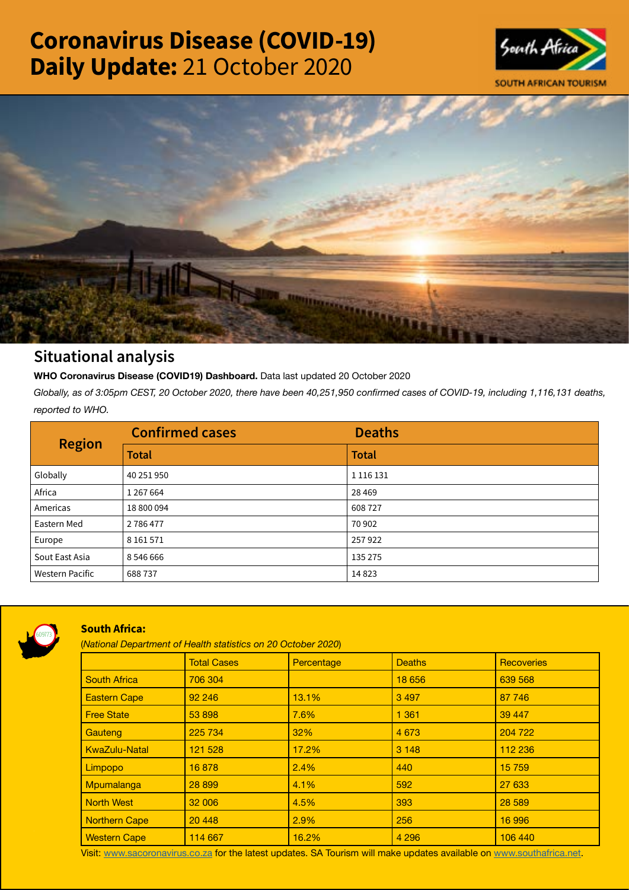# Coronavirus Disease (COVID-19) Daily Update: 21 October 2020

SOUTH AFRICAN TOURISM

## Situational analysis

**WHO Coronavirus Disease (COVID19) Dashboard.** Data last updated 20 October 2020

*Globally, as of 3:05pm CEST, 20 October 2020, there have been 40,251,950 confirmed cases of COVID-19, including 1,116,131 deaths, reported to WHO.*

| Region | Confirmed cases | Deaths |
|---|---|---|
| | Total | Total |
| Globally | 40 251 950 | 1 116 131 |
| Africa | 1 267 664 | 28 469 |
| Americas | 18 800 094 | 608 727 |
| Eastern Med | 2 786 477 | 70 902 |
| Europe | 8 161 571 | 257 922 |
| Sout East Asia | 8 546 666 | 135 275 |
| Western Pacific | 688 737 | 14 823 |

### South Africa:

(*National Department of Health statistics on 20 October 2020*)

| | Total Cases | Percentage | Deaths | Recoveries |
|---|---|---|---|---|
| South Africa | 706 304 | | 18 656 | 639 568 |
| Eastern Cape | 92 246 | 13.1% | 3 497 | 87 746 |
| Free State | 53 898 | 7.6% | 1 361 | 39 447 |
| Gauteng | 225 734 | 32% | 4 673 | 204 722 |
| KwaZulu-Natal | 121 528 | 17.2% | 3 148 | 112 236 |
| Limpopo | 16 878 | 2.4% | 440 | 15 759 |
| Mpumalanga | 28 899 | 4.1% | 592 | 27 633 |
| North West | 32 006 | 4.5% | 393 | 28 589 |
| Northern Cape | 20 448 | 2.9% | 256 | 16 996 |
| Western Cape | 114 667 | 16.2% | 4 296 | 106 440 |

Visit: www.sacoronavirus.co.za for the latest updates. SA Tourism will make updates available on www.southafrica.net.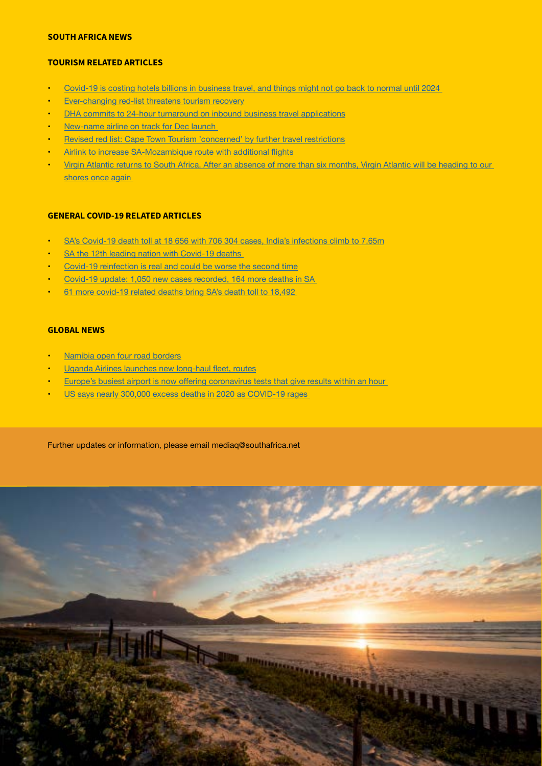**SOUTH AFRICA NEWS**

**TOURISM RELATED ARTICLES**

- Covid-19 is costing hotels billions in business travel, and things might not go back to normal until 2024
- Ever-changing red-list threatens tourism recovery
- DHA commits to 24-hour turnaround on inbound business travel applications
- New-name airline on track for Dec launch
- Revised red list: Cape Town Tourism 'concerned' by further travel restrictions
- Airlink to increase SA-Mozambique route with additional flights
- Virgin Atlantic returns to South Africa. After an absence of more than six months, Virgin Atlantic will be heading to our shores once again

**GENERAL COVID-19 RELATED ARTICLES**

- SA's Covid-19 death toll at 18 656 with 706 304 cases, India's infections climb to 7.65m
- SA the 12th leading nation with Covid-19 deaths
- Covid-19 reinfection is real and could be worse the second time
- Covid-19 update: 1,050 new cases recorded, 164 more deaths in SA
- 61 more covid-19 related deaths bring SA's death toll to 18,492

**GLOBAL NEWS**

- Namibia open four road borders
- Uganda Airlines launches new long-haul fleet, routes
- Europe's busiest airport is now offering coronavirus tests that give results within an hour
- US says nearly 300,000 excess deaths in 2020 as COVID-19 rages

Further updates or information, please email mediaq@southafrica.net